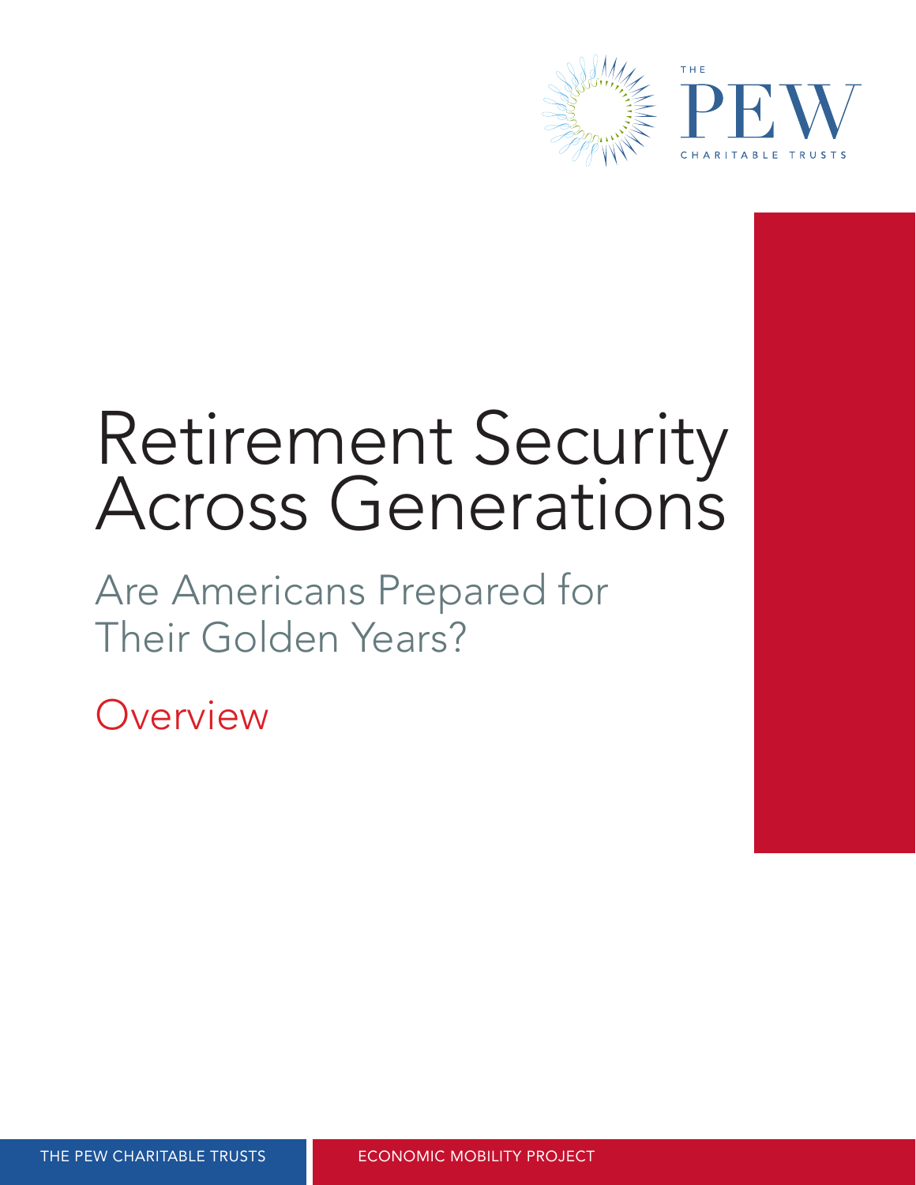THE PEW CHARITABLE TRUSTS

# Retirement Security Across Generations

## Are Americans Prepared for Their Golden Years?

## Overview

THE PEW CHARITABLE TRUSTS | ECONOMIC MOBILITY PROJECT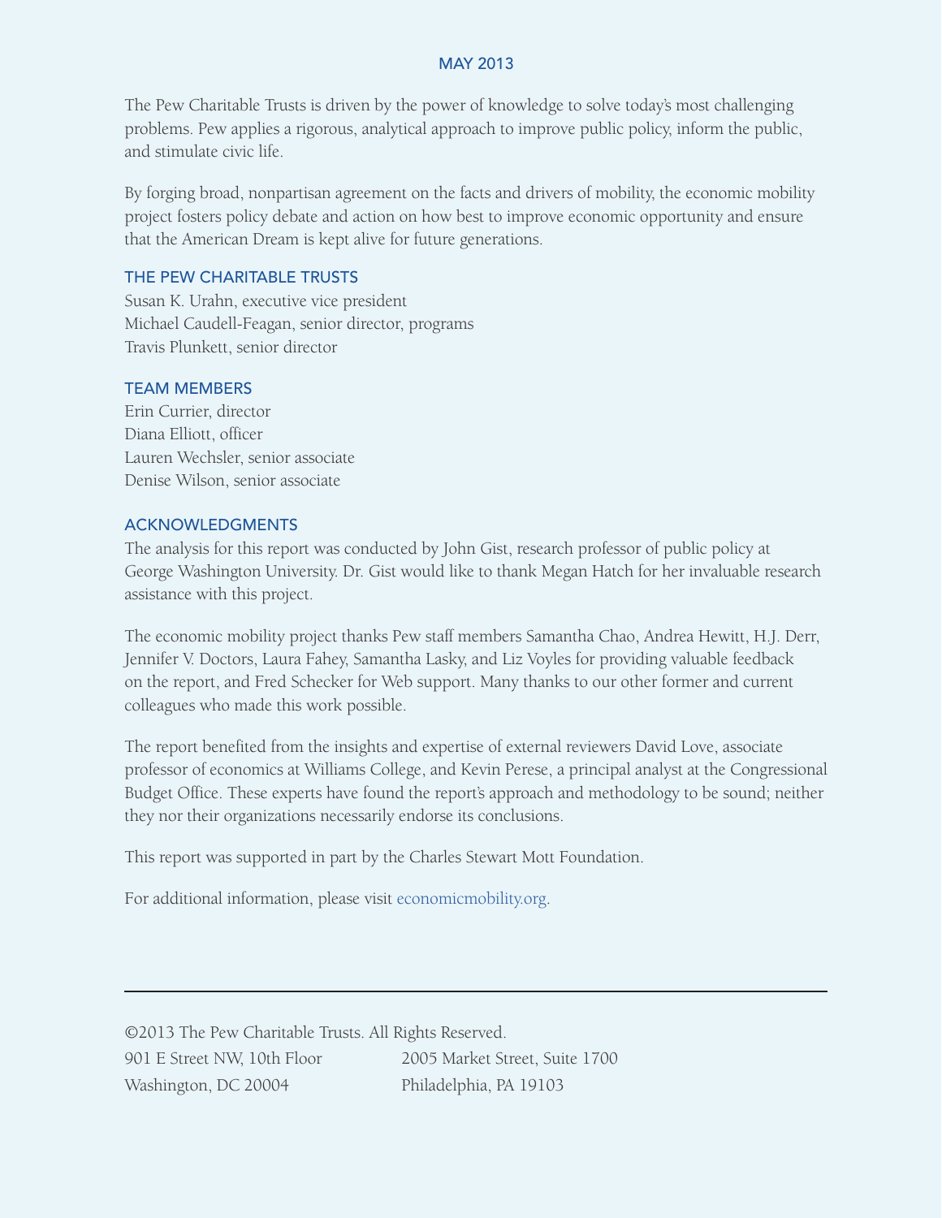MAY 2013

The Pew Charitable Trusts is driven by the power of knowledge to solve today's most challenging problems. Pew applies a rigorous, analytical approach to improve public policy, inform the public, and stimulate civic life.

By forging broad, nonpartisan agreement on the facts and drivers of mobility, the economic mobility project fosters policy debate and action on how best to improve economic opportunity and ensure that the American Dream is kept alive for future generations.

### THE PEW CHARITABLE TRUSTS

Susan K. Urahn, executive vice president
Michael Caudell-Feagan, senior director, programs
Travis Plunkett, senior director

### TEAM MEMBERS

Erin Currier, director
Diana Elliott, officer
Lauren Wechsler, senior associate
Denise Wilson, senior associate

### ACKNOWLEDGMENTS

The analysis for this report was conducted by John Gist, research professor of public policy at George Washington University. Dr. Gist would like to thank Megan Hatch for her invaluable research assistance with this project.

The economic mobility project thanks Pew staff members Samantha Chao, Andrea Hewitt, H.J. Derr, Jennifer V. Doctors, Laura Fahey, Samantha Lasky, and Liz Voyles for providing valuable feedback on the report, and Fred Schecker for Web support. Many thanks to our other former and current colleagues who made this work possible.

The report benefited from the insights and expertise of external reviewers David Love, associate professor of economics at Williams College, and Kevin Perese, a principal analyst at the Congressional Budget Office. These experts have found the report's approach and methodology to be sound; neither they nor their organizations necessarily endorse its conclusions.

This report was supported in part by the Charles Stewart Mott Foundation.

For additional information, please visit economicmobility.org.

---

©2013 The Pew Charitable Trusts. All Rights Reserved.

901 E Street NW, 10th Floor
Washington, DC 20004

2005 Market Street, Suite 1700
Philadelphia, PA 19103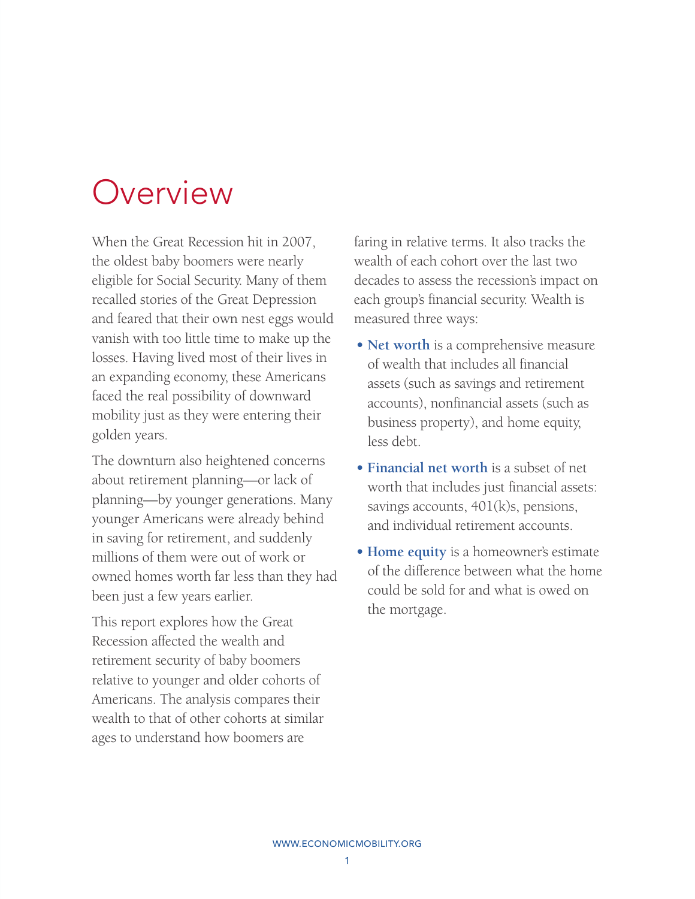# Overview

When the Great Recession hit in 2007, the oldest baby boomers were nearly eligible for Social Security. Many of them recalled stories of the Great Depression and feared that their own nest eggs would vanish with too little time to make up the losses. Having lived most of their lives in an expanding economy, these Americans faced the real possibility of downward mobility just as they were entering their golden years.

The downturn also heightened concerns about retirement planning—or lack of planning—by younger generations. Many younger Americans were already behind in saving for retirement, and suddenly millions of them were out of work or owned homes worth far less than they had been just a few years earlier.

This report explores how the Great Recession affected the wealth and retirement security of baby boomers relative to younger and older cohorts of Americans. The analysis compares their wealth to that of other cohorts at similar ages to understand how boomers are faring in relative terms. It also tracks the wealth of each cohort over the last two decades to assess the recession's impact on each group's financial security. Wealth is measured three ways:

- **Net worth** is a comprehensive measure of wealth that includes all financial assets (such as savings and retirement accounts), nonfinancial assets (such as business property), and home equity, less debt.
- **Financial net worth** is a subset of net worth that includes just financial assets: savings accounts, 401(k)s, pensions, and individual retirement accounts.
- **Home equity** is a homeowner's estimate of the difference between what the home could be sold for and what is owed on the mortgage.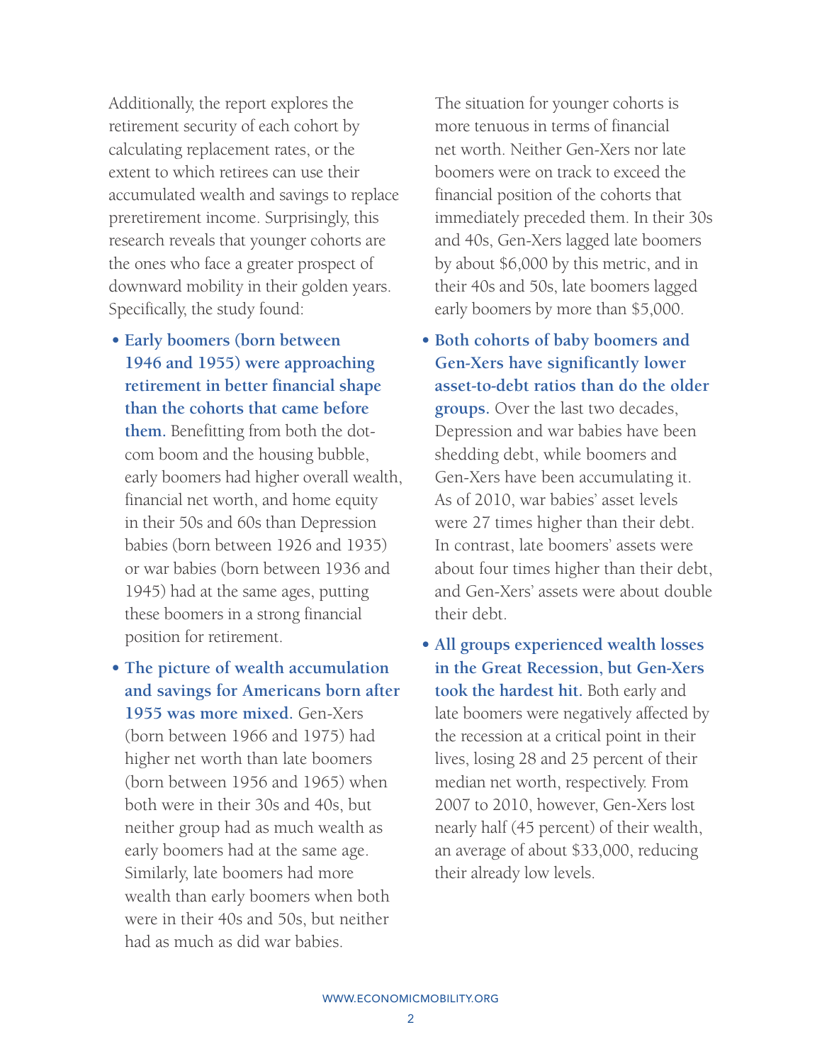Additionally, the report explores the retirement security of each cohort by calculating replacement rates, or the extent to which retirees can use their accumulated wealth and savings to replace preretirement income. Surprisingly, this research reveals that younger cohorts are the ones who face a greater prospect of downward mobility in their golden years. Specifically, the study found:

- **Early boomers (born between 1946 and 1955) were approaching retirement in better financial shape than the cohorts that came before them.** Benefitting from both the dot-com boom and the housing bubble, early boomers had higher overall wealth, financial net worth, and home equity in their 50s and 60s than Depression babies (born between 1926 and 1935) or war babies (born between 1936 and 1945) had at the same ages, putting these boomers in a strong financial position for retirement.

- **The picture of wealth accumulation and savings for Americans born after 1955 was more mixed.** Gen-Xers (born between 1966 and 1975) had higher net worth than late boomers (born between 1956 and 1965) when both were in their 30s and 40s, but neither group had as much wealth as early boomers had at the same age. Similarly, late boomers had more wealth than early boomers when both were in their 40s and 50s, but neither had as much as did war babies.

  The situation for younger cohorts is more tenuous in terms of financial net worth. Neither Gen-Xers nor late boomers were on track to exceed the financial position of the cohorts that immediately preceded them. In their 30s and 40s, Gen-Xers lagged late boomers by about $6,000 by this metric, and in their 40s and 50s, late boomers lagged early boomers by more than $5,000.

- **Both cohorts of baby boomers and Gen-Xers have significantly lower asset-to-debt ratios than do the older groups.** Over the last two decades, Depression and war babies have been shedding debt, while boomers and Gen-Xers have been accumulating it. As of 2010, war babies' asset levels were 27 times higher than their debt. In contrast, late boomers' assets were about four times higher than their debt, and Gen-Xers' assets were about double their debt.

- **All groups experienced wealth losses in the Great Recession, but Gen-Xers took the hardest hit.** Both early and late boomers were negatively affected by the recession at a critical point in their lives, losing 28 and 25 percent of their median net worth, respectively. From 2007 to 2010, however, Gen-Xers lost nearly half (45 percent) of their wealth, an average of about $33,000, reducing their already low levels.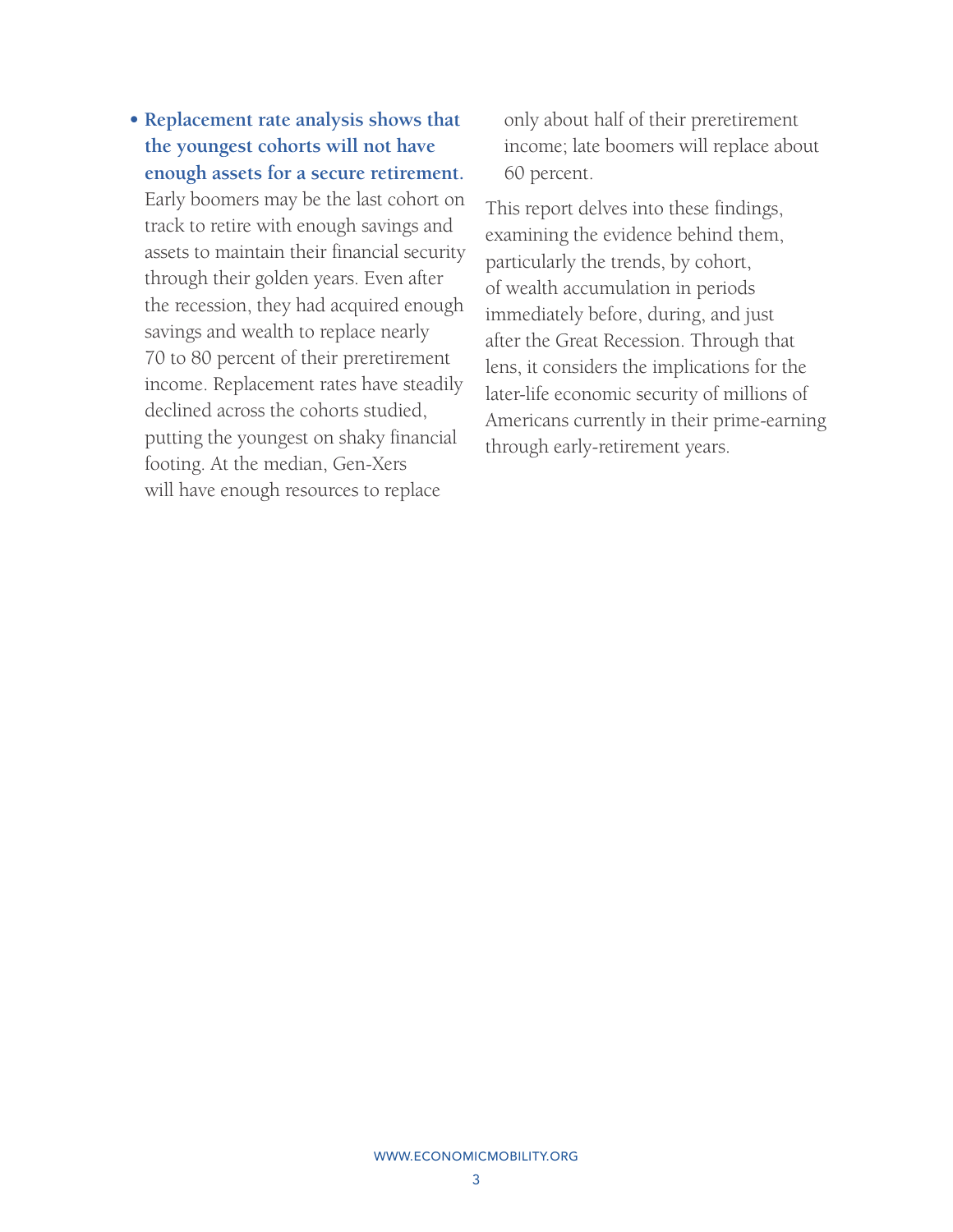- **Replacement rate analysis shows that the youngest cohorts will not have enough assets for a secure retirement.** Early boomers may be the last cohort on track to retire with enough savings and assets to maintain their financial security through their golden years. Even after the recession, they had acquired enough savings and wealth to replace nearly 70 to 80 percent of their preretirement income. Replacement rates have steadily declined across the cohorts studied, putting the youngest on shaky financial footing. At the median, Gen-Xers will have enough resources to replace only about half of their preretirement income; late boomers will replace about 60 percent.

This report delves into these findings, examining the evidence behind them, particularly the trends, by cohort, of wealth accumulation in periods immediately before, during, and just after the Great Recession. Through that lens, it considers the implications for the later-life economic security of millions of Americans currently in their prime-earning through early-retirement years.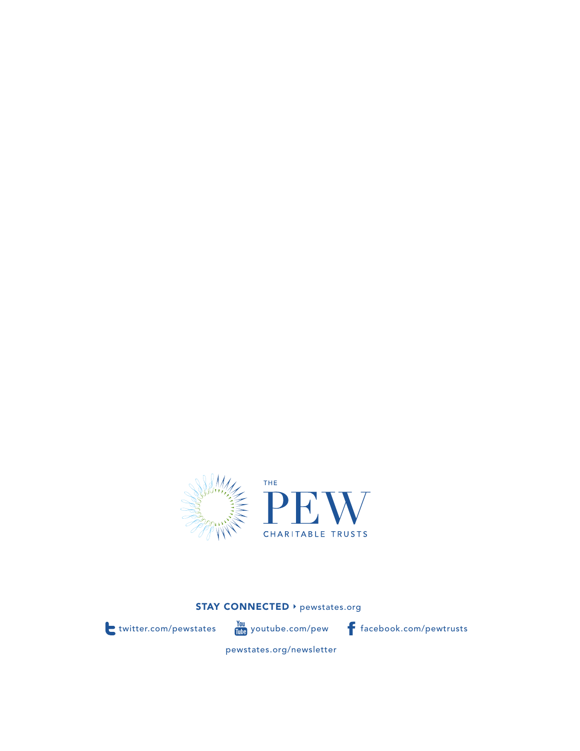THE PEW CHARITABLE TRUSTS

**STAY CONNECTED** ▸ pewstates.org

twitter.com/pewstates youtube.com/pew facebook.com/pewtrusts

pewstates.org/newsletter